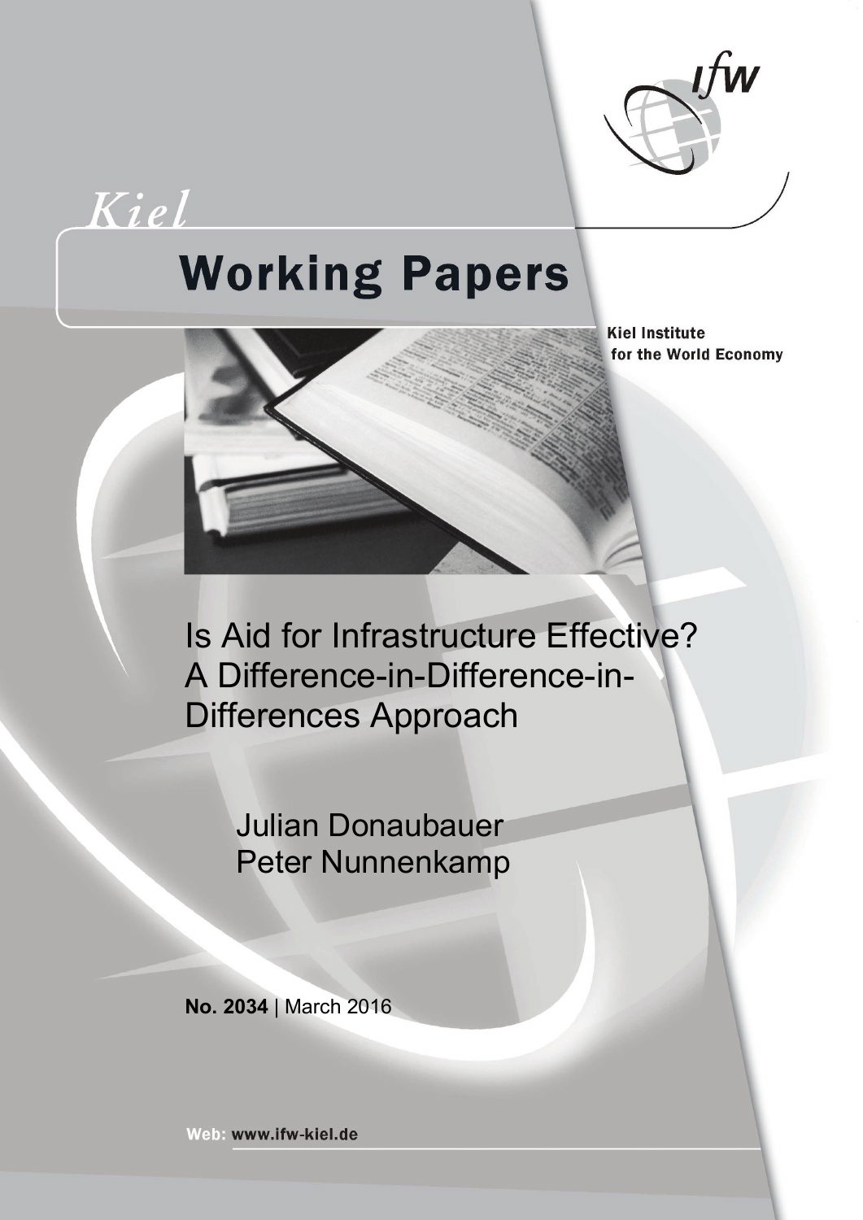Kiel

# Working Papers

Kiel Institute for the World Economy

# Is Aid for Infrastructure Effective? A Difference-in-Difference-in-Differences Approach

Julian Donaubauer
Peter Nunnenkamp

**No. 2034** | March 2016

Web: www.ifw-kiel.de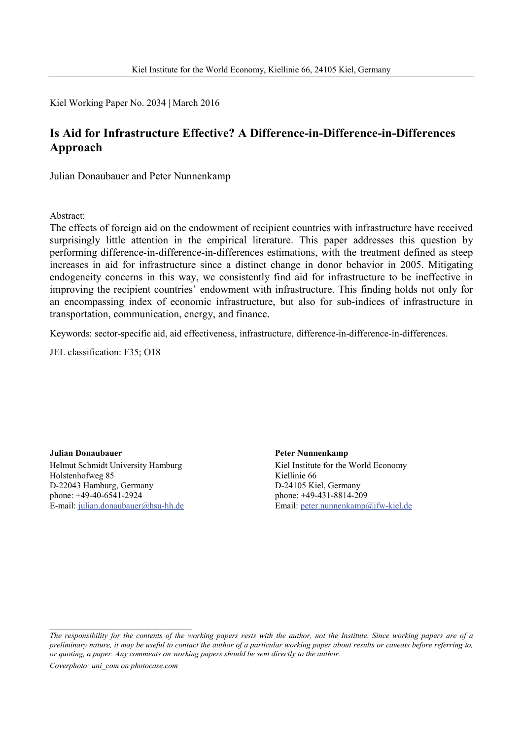Kiel Working Paper No. 2034 | March 2016

# Is Aid for Infrastructure Effective? A Difference-in-Difference-in-Differences Approach

Julian Donaubauer and Peter Nunnenkamp

Abstract:

The effects of foreign aid on the endowment of recipient countries with infrastructure have received surprisingly little attention in the empirical literature. This paper addresses this question by performing difference-in-difference-in-differences estimations, with the treatment defined as steep increases in aid for infrastructure since a distinct change in donor behavior in 2005. Mitigating endogeneity concerns in this way, we consistently find aid for infrastructure to be ineffective in improving the recipient countries' endowment with infrastructure. This finding holds not only for an encompassing index of economic infrastructure, but also for sub-indices of infrastructure in transportation, communication, energy, and finance.

Keywords: sector-specific aid, aid effectiveness, infrastructure, difference-in-difference-in-differences.

JEL classification: F35; O18

**Julian Donaubauer**
Helmut Schmidt University Hamburg
Holstenhofweg 85
D-22043 Hamburg, Germany
phone: +49-40-6541-2924
E-mail: julian.donaubauer@hsu-hh.de

**Peter Nunnenkamp**
Kiel Institute for the World Economy
Kiellinie 66
D-24105 Kiel, Germany
phone: +49-431-8814-209
Email: peter.nunnenkamp@ifw-kiel.de

*The responsibility for the contents of the working papers rests with the author, not the Institute. Since working papers are of a preliminary nature, it may be useful to contact the author of a particular working paper about results or caveats before referring to, or quoting, a paper. Any comments on working papers should be sent directly to the author.*

*Coverphoto: uni_com on photocase.com*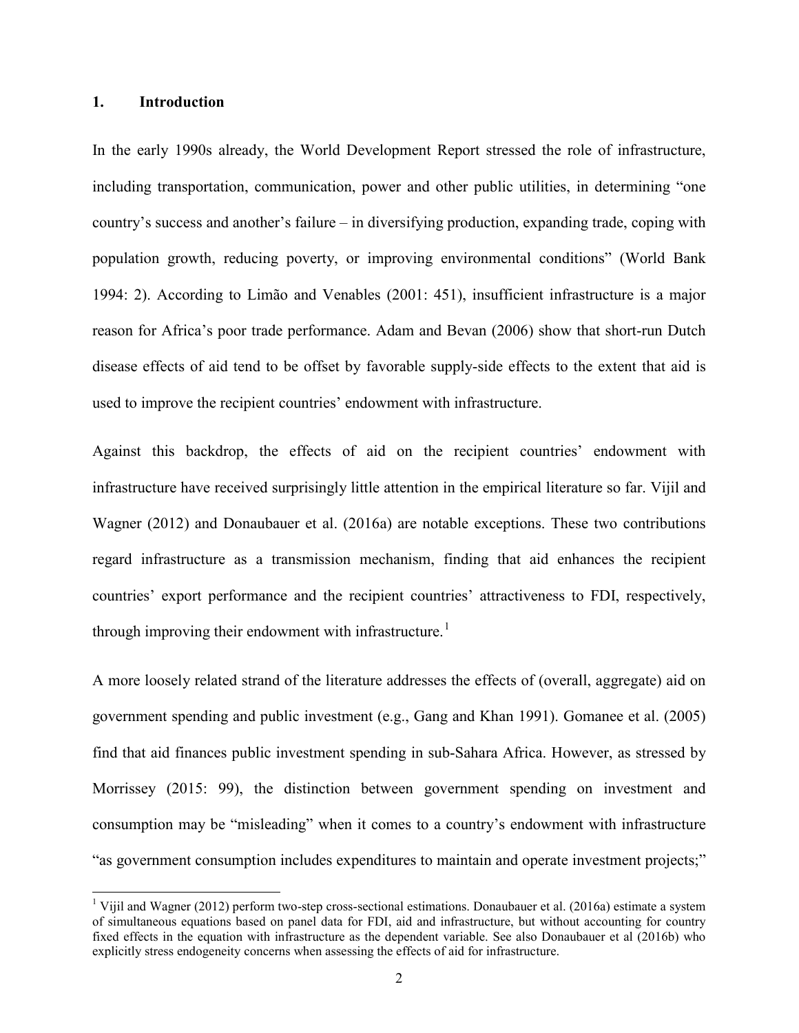## 1. Introduction

In the early 1990s already, the World Development Report stressed the role of infrastructure, including transportation, communication, power and other public utilities, in determining "one country's success and another's failure – in diversifying production, expanding trade, coping with population growth, reducing poverty, or improving environmental conditions" (World Bank 1994: 2). According to Limão and Venables (2001: 451), insufficient infrastructure is a major reason for Africa's poor trade performance. Adam and Bevan (2006) show that short-run Dutch disease effects of aid tend to be offset by favorable supply-side effects to the extent that aid is used to improve the recipient countries' endowment with infrastructure.

Against this backdrop, the effects of aid on the recipient countries' endowment with infrastructure have received surprisingly little attention in the empirical literature so far. Vijil and Wagner (2012) and Donaubauer et al. (2016a) are notable exceptions. These two contributions regard infrastructure as a transmission mechanism, finding that aid enhances the recipient countries' export performance and the recipient countries' attractiveness to FDI, respectively, through improving their endowment with infrastructure.[1]

A more loosely related strand of the literature addresses the effects of (overall, aggregate) aid on government spending and public investment (e.g., Gang and Khan 1991). Gomanee et al. (2005) find that aid finances public investment spending in sub-Sahara Africa. However, as stressed by Morrissey (2015: 99), the distinction between government spending on investment and consumption may be "misleading" when it comes to a country's endowment with infrastructure "as government consumption includes expenditures to maintain and operate investment projects;"

[1] Vijil and Wagner (2012) perform two-step cross-sectional estimations. Donaubauer et al. (2016a) estimate a system of simultaneous equations based on panel data for FDI, aid and infrastructure, but without accounting for country fixed effects in the equation with infrastructure as the dependent variable. See also Donaubauer et al (2016b) who explicitly stress endogeneity concerns when assessing the effects of aid for infrastructure.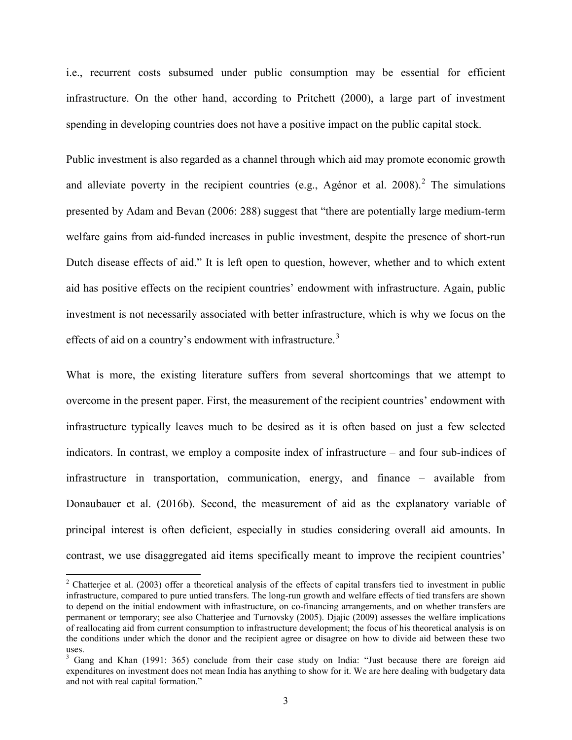i.e., recurrent costs subsumed under public consumption may be essential for efficient infrastructure. On the other hand, according to Pritchett (2000), a large part of investment spending in developing countries does not have a positive impact on the public capital stock.

Public investment is also regarded as a channel through which aid may promote economic growth and alleviate poverty in the recipient countries (e.g., Agénor et al. 2008).[2] The simulations presented by Adam and Bevan (2006: 288) suggest that "there are potentially large medium-term welfare gains from aid-funded increases in public investment, despite the presence of short-run Dutch disease effects of aid." It is left open to question, however, whether and to which extent aid has positive effects on the recipient countries' endowment with infrastructure. Again, public investment is not necessarily associated with better infrastructure, which is why we focus on the effects of aid on a country's endowment with infrastructure.[3]

What is more, the existing literature suffers from several shortcomings that we attempt to overcome in the present paper. First, the measurement of the recipient countries' endowment with infrastructure typically leaves much to be desired as it is often based on just a few selected indicators. In contrast, we employ a composite index of infrastructure – and four sub-indices of infrastructure in transportation, communication, energy, and finance – available from Donaubauer et al. (2016b). Second, the measurement of aid as the explanatory variable of principal interest is often deficient, especially in studies considering overall aid amounts. In contrast, we use disaggregated aid items specifically meant to improve the recipient countries'

---

[2] Chatterjee et al. (2003) offer a theoretical analysis of the effects of capital transfers tied to investment in public infrastructure, compared to pure untied transfers. The long-run growth and welfare effects of tied transfers are shown to depend on the initial endowment with infrastructure, on co-financing arrangements, and on whether transfers are permanent or temporary; see also Chatterjee and Turnovsky (2005). Djajic (2009) assesses the welfare implications of reallocating aid from current consumption to infrastructure development; the focus of his theoretical analysis is on the conditions under which the donor and the recipient agree or disagree on how to divide aid between these two uses.

[3] Gang and Khan (1991: 365) conclude from their case study on India: "Just because there are foreign aid expenditures on investment does not mean India has anything to show for it. We are here dealing with budgetary data and not with real capital formation."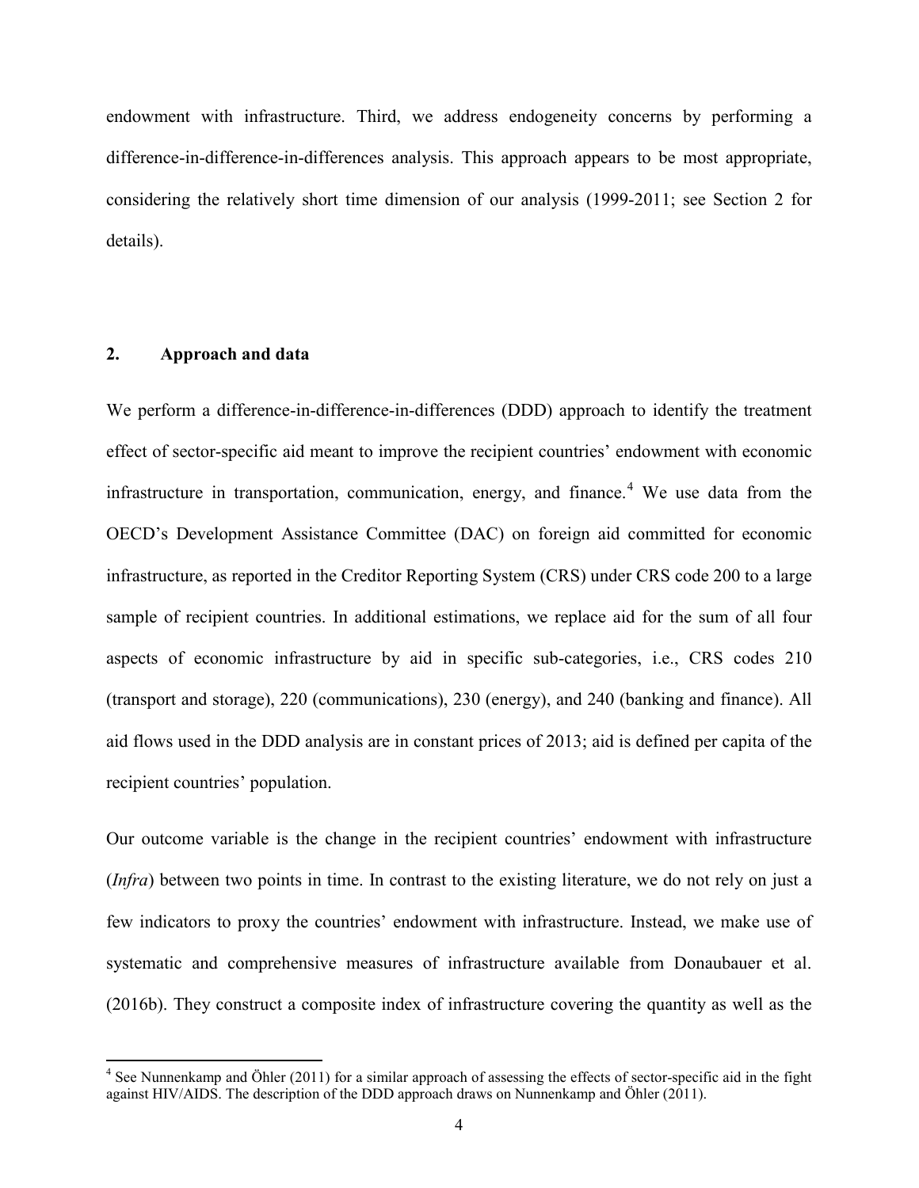endowment with infrastructure. Third, we address endogeneity concerns by performing a difference-in-difference-in-differences analysis. This approach appears to be most appropriate, considering the relatively short time dimension of our analysis (1999-2011; see Section 2 for details).

## 2. Approach and data

We perform a difference-in-difference-in-differences (DDD) approach to identify the treatment effect of sector-specific aid meant to improve the recipient countries' endowment with economic infrastructure in transportation, communication, energy, and finance.[4] We use data from the OECD's Development Assistance Committee (DAC) on foreign aid committed for economic infrastructure, as reported in the Creditor Reporting System (CRS) under CRS code 200 to a large sample of recipient countries. In additional estimations, we replace aid for the sum of all four aspects of economic infrastructure by aid in specific sub-categories, i.e., CRS codes 210 (transport and storage), 220 (communications), 230 (energy), and 240 (banking and finance). All aid flows used in the DDD analysis are in constant prices of 2013; aid is defined per capita of the recipient countries' population.

Our outcome variable is the change in the recipient countries' endowment with infrastructure (*Infra*) between two points in time. In contrast to the existing literature, we do not rely on just a few indicators to proxy the countries' endowment with infrastructure. Instead, we make use of systematic and comprehensive measures of infrastructure available from Donaubauer et al. (2016b). They construct a composite index of infrastructure covering the quantity as well as the

---

[4] See Nunnenkamp and Öhler (2011) for a similar approach of assessing the effects of sector-specific aid in the fight against HIV/AIDS. The description of the DDD approach draws on Nunnenkamp and Öhler (2011).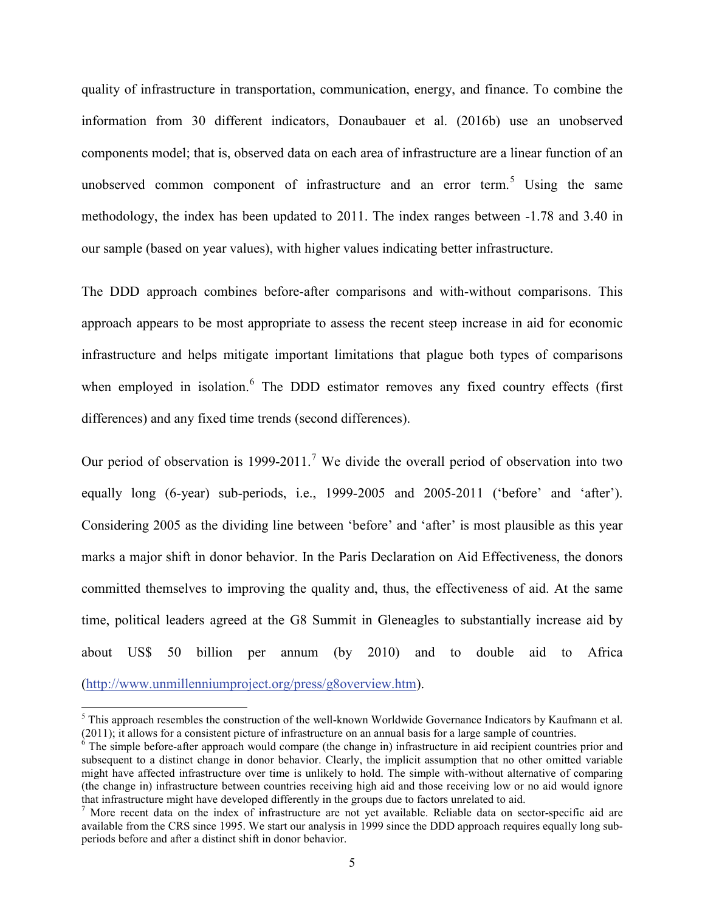quality of infrastructure in transportation, communication, energy, and finance. To combine the information from 30 different indicators, Donaubauer et al. (2016b) use an unobserved components model; that is, observed data on each area of infrastructure are a linear function of an unobserved common component of infrastructure and an error term.[5] Using the same methodology, the index has been updated to 2011. The index ranges between -1.78 and 3.40 in our sample (based on year values), with higher values indicating better infrastructure.

The DDD approach combines before-after comparisons and with-without comparisons. This approach appears to be most appropriate to assess the recent steep increase in aid for economic infrastructure and helps mitigate important limitations that plague both types of comparisons when employed in isolation.[6] The DDD estimator removes any fixed country effects (first differences) and any fixed time trends (second differences).

Our period of observation is 1999-2011.[7] We divide the overall period of observation into two equally long (6-year) sub-periods, i.e., 1999-2005 and 2005-2011 ('before' and 'after'). Considering 2005 as the dividing line between 'before' and 'after' is most plausible as this year marks a major shift in donor behavior. In the Paris Declaration on Aid Effectiveness, the donors committed themselves to improving the quality and, thus, the effectiveness of aid. At the same time, political leaders agreed at the G8 Summit in Gleneagles to substantially increase aid by about US$ 50 billion per annum (by 2010) and to double aid to Africa (http://www.unmillenniumproject.org/press/g8overview.htm).

---

[5] This approach resembles the construction of the well-known Worldwide Governance Indicators by Kaufmann et al. (2011); it allows for a consistent picture of infrastructure on an annual basis for a large sample of countries.

[6] The simple before-after approach would compare (the change in) infrastructure in aid recipient countries prior and subsequent to a distinct change in donor behavior. Clearly, the implicit assumption that no other omitted variable might have affected infrastructure over time is unlikely to hold. The simple with-without alternative of comparing (the change in) infrastructure between countries receiving high aid and those receiving low or no aid would ignore that infrastructure might have developed differently in the groups due to factors unrelated to aid.

[7] More recent data on the index of infrastructure are not yet available. Reliable data on sector-specific aid are available from the CRS since 1995. We start our analysis in 1999 since the DDD approach requires equally long sub-periods before and after a distinct shift in donor behavior.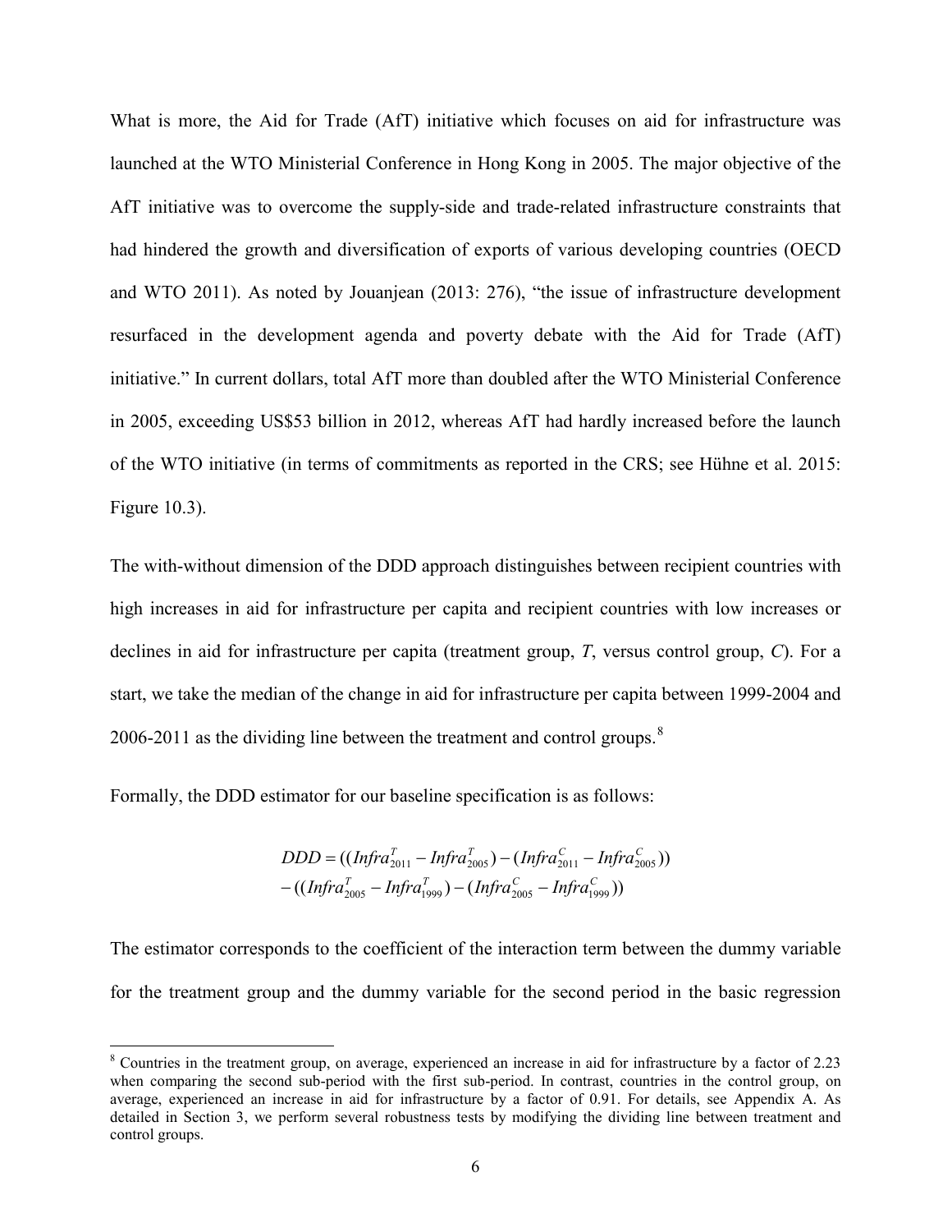What is more, the Aid for Trade (AfT) initiative which focuses on aid for infrastructure was launched at the WTO Ministerial Conference in Hong Kong in 2005. The major objective of the AfT initiative was to overcome the supply-side and trade-related infrastructure constraints that had hindered the growth and diversification of exports of various developing countries (OECD and WTO 2011). As noted by Jouanjean (2013: 276), "the issue of infrastructure development resurfaced in the development agenda and poverty debate with the Aid for Trade (AfT) initiative." In current dollars, total AfT more than doubled after the WTO Ministerial Conference in 2005, exceeding US$53 billion in 2012, whereas AfT had hardly increased before the launch of the WTO initiative (in terms of commitments as reported in the CRS; see Hühne et al. 2015: Figure 10.3).

The with-without dimension of the DDD approach distinguishes between recipient countries with high increases in aid for infrastructure per capita and recipient countries with low increases or declines in aid for infrastructure per capita (treatment group, *T*, versus control group, *C*). For a start, we take the median of the change in aid for infrastructure per capita between 1999-2004 and 2006-2011 as the dividing line between the treatment and control groups.[8]

Formally, the DDD estimator for our baseline specification is as follows:

$$
\begin{aligned}
DDD = & ((Infra_{2011}^{T} - Infra_{2005}^{T}) - (Infra_{2011}^{C} - Infra_{2005}^{C})) \\
& - ((Infra_{2005}^{T} - Infra_{1999}^{T}) - (Infra_{2005}^{C} - Infra_{1999}^{C}))
\end{aligned}
$$

The estimator corresponds to the coefficient of the interaction term between the dummy variable for the treatment group and the dummy variable for the second period in the basic regression

[8] Countries in the treatment group, on average, experienced an increase in aid for infrastructure by a factor of 2.23 when comparing the second sub-period with the first sub-period. In contrast, countries in the control group, on average, experienced an increase in aid for infrastructure by a factor of 0.91. For details, see Appendix A. As detailed in Section 3, we perform several robustness tests by modifying the dividing line between treatment and control groups.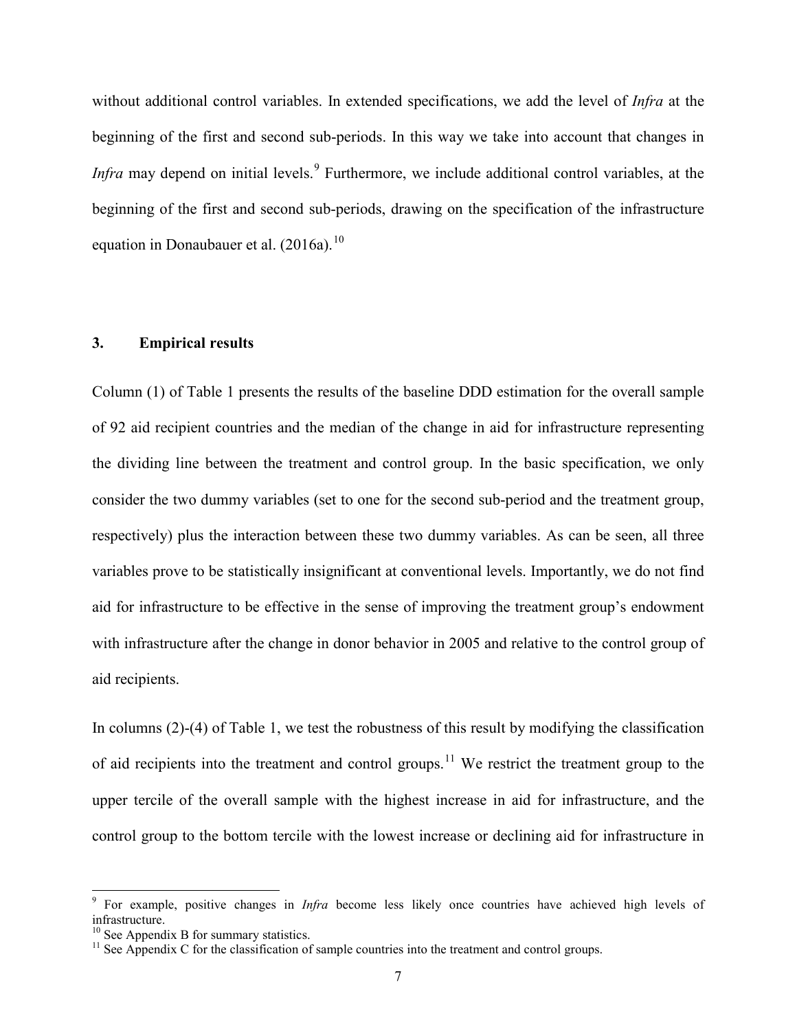without additional control variables. In extended specifications, we add the level of *Infra* at the beginning of the first and second sub-periods. In this way we take into account that changes in *Infra* may depend on initial levels.[9] Furthermore, we include additional control variables, at the beginning of the first and second sub-periods, drawing on the specification of the infrastructure equation in Donaubauer et al. (2016a).[10]

## 3. Empirical results

Column (1) of Table 1 presents the results of the baseline DDD estimation for the overall sample of 92 aid recipient countries and the median of the change in aid for infrastructure representing the dividing line between the treatment and control group. In the basic specification, we only consider the two dummy variables (set to one for the second sub-period and the treatment group, respectively) plus the interaction between these two dummy variables. As can be seen, all three variables prove to be statistically insignificant at conventional levels. Importantly, we do not find aid for infrastructure to be effective in the sense of improving the treatment group's endowment with infrastructure after the change in donor behavior in 2005 and relative to the control group of aid recipients.

In columns (2)-(4) of Table 1, we test the robustness of this result by modifying the classification of aid recipients into the treatment and control groups.[11] We restrict the treatment group to the upper tercile of the overall sample with the highest increase in aid for infrastructure, and the control group to the bottom tercile with the lowest increase or declining aid for infrastructure in

---

[9] For example, positive changes in *Infra* become less likely once countries have achieved high levels of infrastructure.

[10] See Appendix B for summary statistics.

[11] See Appendix C for the classification of sample countries into the treatment and control groups.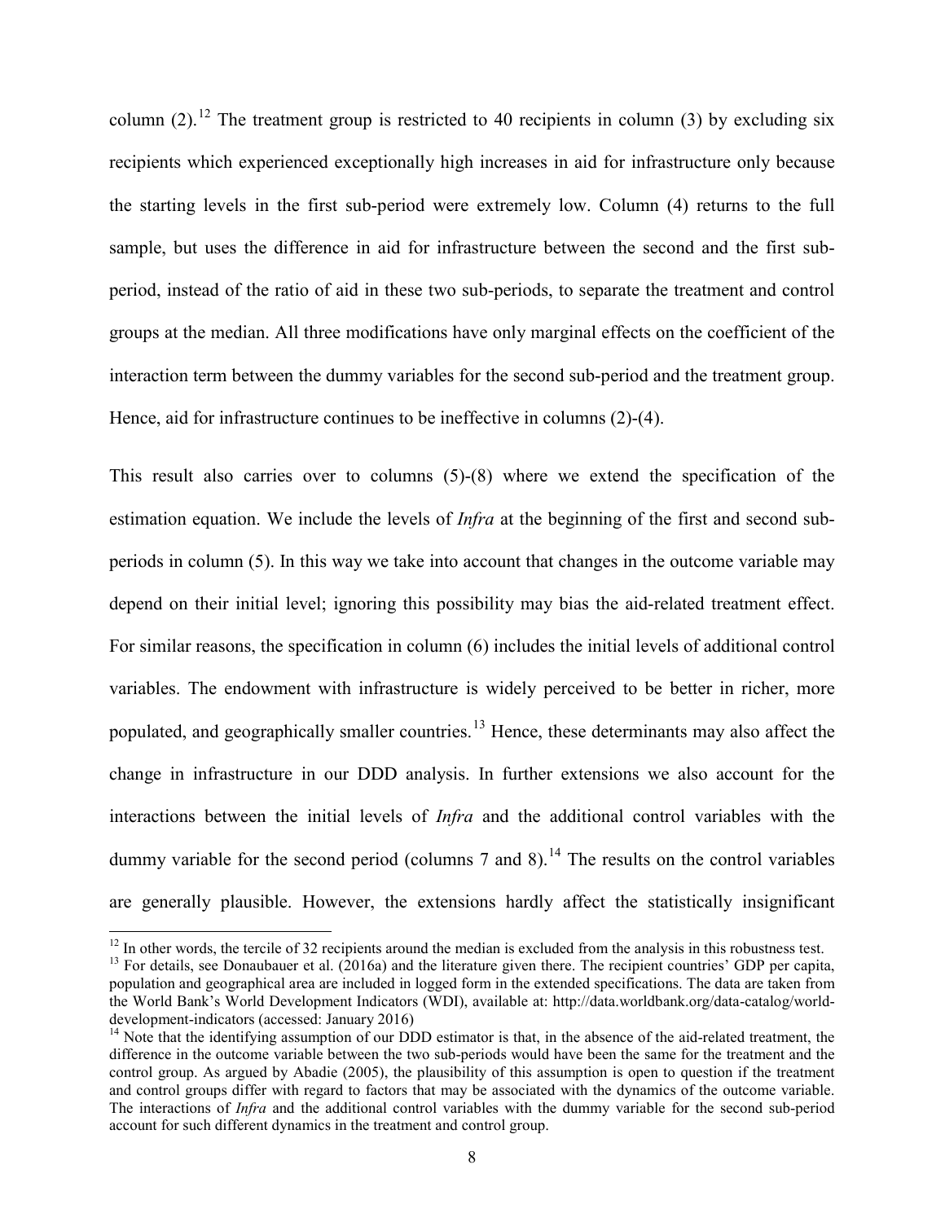column (2).[12] The treatment group is restricted to 40 recipients in column (3) by excluding six recipients which experienced exceptionally high increases in aid for infrastructure only because the starting levels in the first sub-period were extremely low. Column (4) returns to the full sample, but uses the difference in aid for infrastructure between the second and the first sub-period, instead of the ratio of aid in these two sub-periods, to separate the treatment and control groups at the median. All three modifications have only marginal effects on the coefficient of the interaction term between the dummy variables for the second sub-period and the treatment group. Hence, aid for infrastructure continues to be ineffective in columns (2)-(4).

This result also carries over to columns (5)-(8) where we extend the specification of the estimation equation. We include the levels of *Infra* at the beginning of the first and second sub-periods in column (5). In this way we take into account that changes in the outcome variable may depend on their initial level; ignoring this possibility may bias the aid-related treatment effect. For similar reasons, the specification in column (6) includes the initial levels of additional control variables. The endowment with infrastructure is widely perceived to be better in richer, more populated, and geographically smaller countries.[13] Hence, these determinants may also affect the change in infrastructure in our DDD analysis. In further extensions we also account for the interactions between the initial levels of *Infra* and the additional control variables with the dummy variable for the second period (columns 7 and 8).[14] The results on the control variables are generally plausible. However, the extensions hardly affect the statistically insignificant

[12] In other words, the tercile of 32 recipients around the median is excluded from the analysis in this robustness test.

[13] For details, see Donaubauer et al. (2016a) and the literature given there. The recipient countries' GDP per capita, population and geographical area are included in logged form in the extended specifications. The data are taken from the World Bank's World Development Indicators (WDI), available at: http://data.worldbank.org/data-catalog/world-development-indicators (accessed: January 2016)

[14] Note that the identifying assumption of our DDD estimator is that, in the absence of the aid-related treatment, the difference in the outcome variable between the two sub-periods would have been the same for the treatment and the control group. As argued by Abadie (2005), the plausibility of this assumption is open to question if the treatment and control groups differ with regard to factors that may be associated with the dynamics of the outcome variable. The interactions of *Infra* and the additional control variables with the dummy variable for the second sub-period account for such different dynamics in the treatment and control group.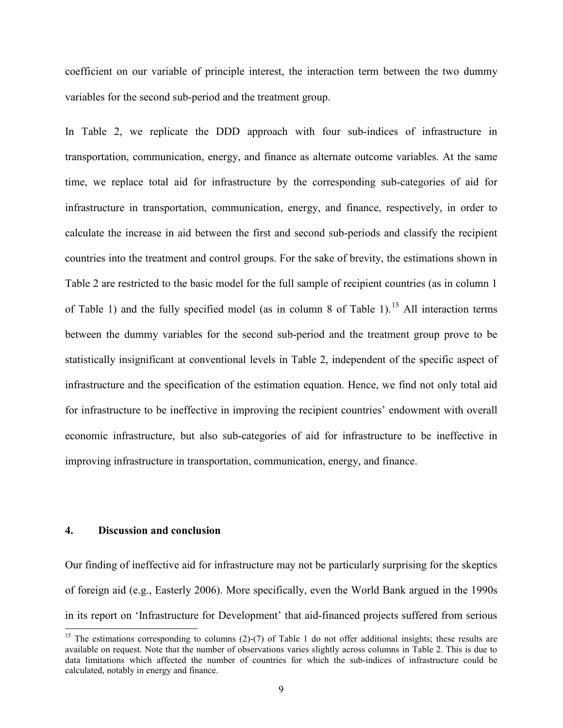coefficient on our variable of principle interest, the interaction term between the two dummy variables for the second sub-period and the treatment group.

In Table 2, we replicate the DDD approach with four sub-indices of infrastructure in transportation, communication, energy, and finance as alternate outcome variables. At the same time, we replace total aid for infrastructure by the corresponding sub-categories of aid for infrastructure in transportation, communication, energy, and finance, respectively, in order to calculate the increase in aid between the first and second sub-periods and classify the recipient countries into the treatment and control groups. For the sake of brevity, the estimations shown in Table 2 are restricted to the basic model for the full sample of recipient countries (as in column 1 of Table 1) and the fully specified model (as in column 8 of Table 1).[15] All interaction terms between the dummy variables for the second sub-period and the treatment group prove to be statistically insignificant at conventional levels in Table 2, independent of the specific aspect of infrastructure and the specification of the estimation equation. Hence, we find not only total aid for infrastructure to be ineffective in improving the recipient countries' endowment with overall economic infrastructure, but also sub-categories of aid for infrastructure to be ineffective in improving infrastructure in transportation, communication, energy, and finance.

## 4. Discussion and conclusion

Our finding of ineffective aid for infrastructure may not be particularly surprising for the skeptics of foreign aid (e.g., Easterly 2006). More specifically, even the World Bank argued in the 1990s in its report on 'Infrastructure for Development' that aid-financed projects suffered from serious

[15] The estimations corresponding to columns (2)-(7) of Table 1 do not offer additional insights; these results are available on request. Note that the number of observations varies slightly across columns in Table 2. This is due to data limitations which affected the number of countries for which the sub-indices of infrastructure could be calculated, notably in energy and finance.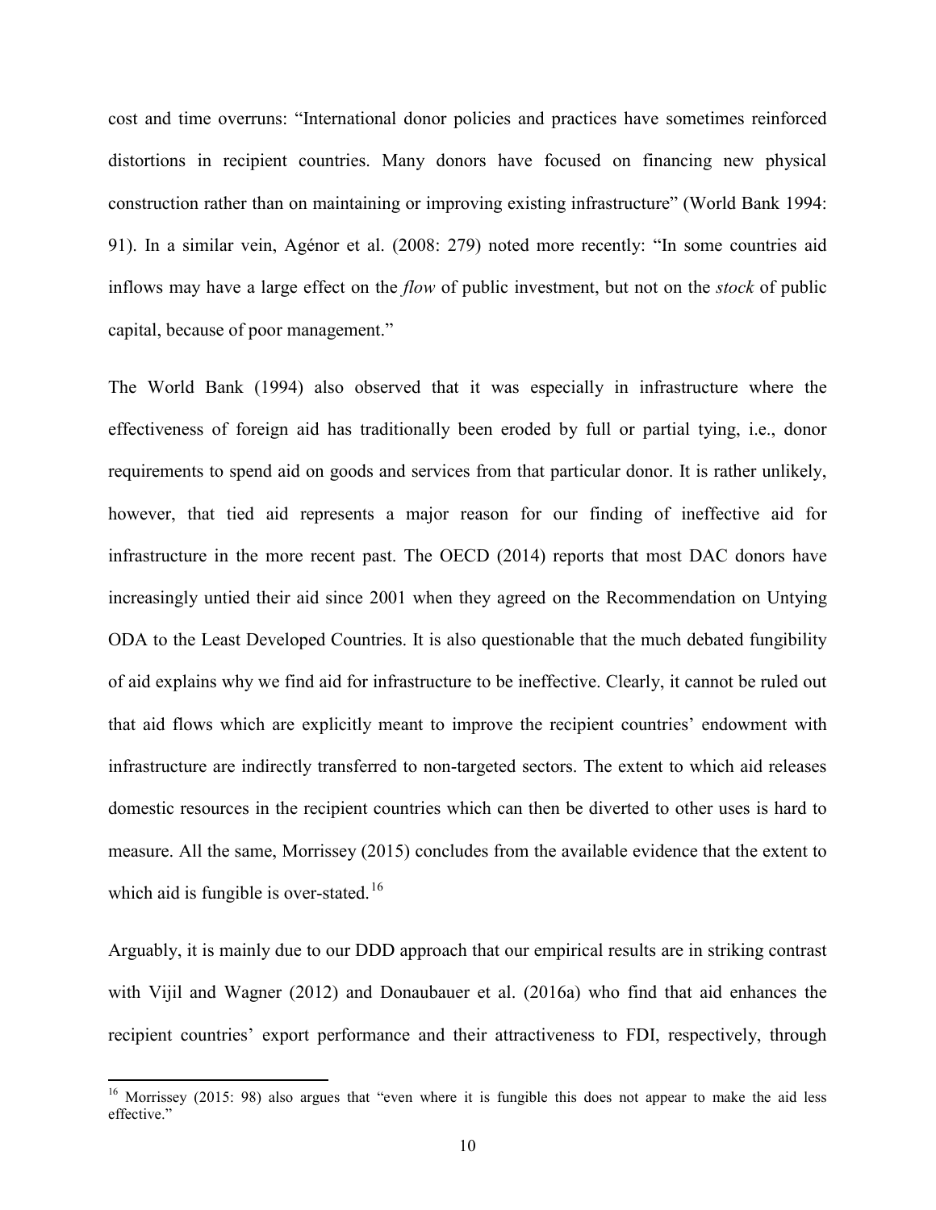cost and time overruns: "International donor policies and practices have sometimes reinforced distortions in recipient countries. Many donors have focused on financing new physical construction rather than on maintaining or improving existing infrastructure" (World Bank 1994: 91). In a similar vein, Agénor et al. (2008: 279) noted more recently: "In some countries aid inflows may have a large effect on the *flow* of public investment, but not on the *stock* of public capital, because of poor management."

The World Bank (1994) also observed that it was especially in infrastructure where the effectiveness of foreign aid has traditionally been eroded by full or partial tying, i.e., donor requirements to spend aid on goods and services from that particular donor. It is rather unlikely, however, that tied aid represents a major reason for our finding of ineffective aid for infrastructure in the more recent past. The OECD (2014) reports that most DAC donors have increasingly untied their aid since 2001 when they agreed on the Recommendation on Untying ODA to the Least Developed Countries. It is also questionable that the much debated fungibility of aid explains why we find aid for infrastructure to be ineffective. Clearly, it cannot be ruled out that aid flows which are explicitly meant to improve the recipient countries' endowment with infrastructure are indirectly transferred to non-targeted sectors. The extent to which aid releases domestic resources in the recipient countries which can then be diverted to other uses is hard to measure. All the same, Morrissey (2015) concludes from the available evidence that the extent to which aid is fungible is over-stated.[16]

Arguably, it is mainly due to our DDD approach that our empirical results are in striking contrast with Vijil and Wagner (2012) and Donaubauer et al. (2016a) who find that aid enhances the recipient countries' export performance and their attractiveness to FDI, respectively, through

[16] Morrissey (2015: 98) also argues that "even where it is fungible this does not appear to make the aid less effective."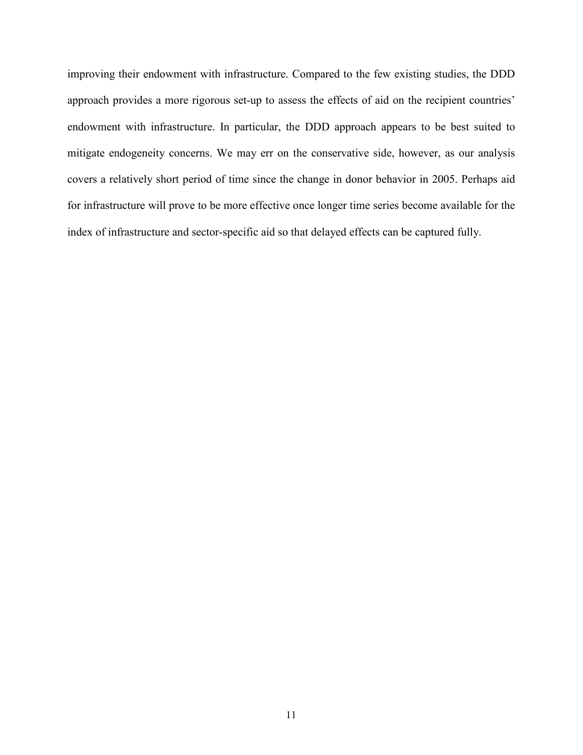improving their endowment with infrastructure. Compared to the few existing studies, the DDD approach provides a more rigorous set-up to assess the effects of aid on the recipient countries' endowment with infrastructure. In particular, the DDD approach appears to be best suited to mitigate endogeneity concerns. We may err on the conservative side, however, as our analysis covers a relatively short period of time since the change in donor behavior in 2005. Perhaps aid for infrastructure will prove to be more effective once longer time series become available for the index of infrastructure and sector-specific aid so that delayed effects can be captured fully.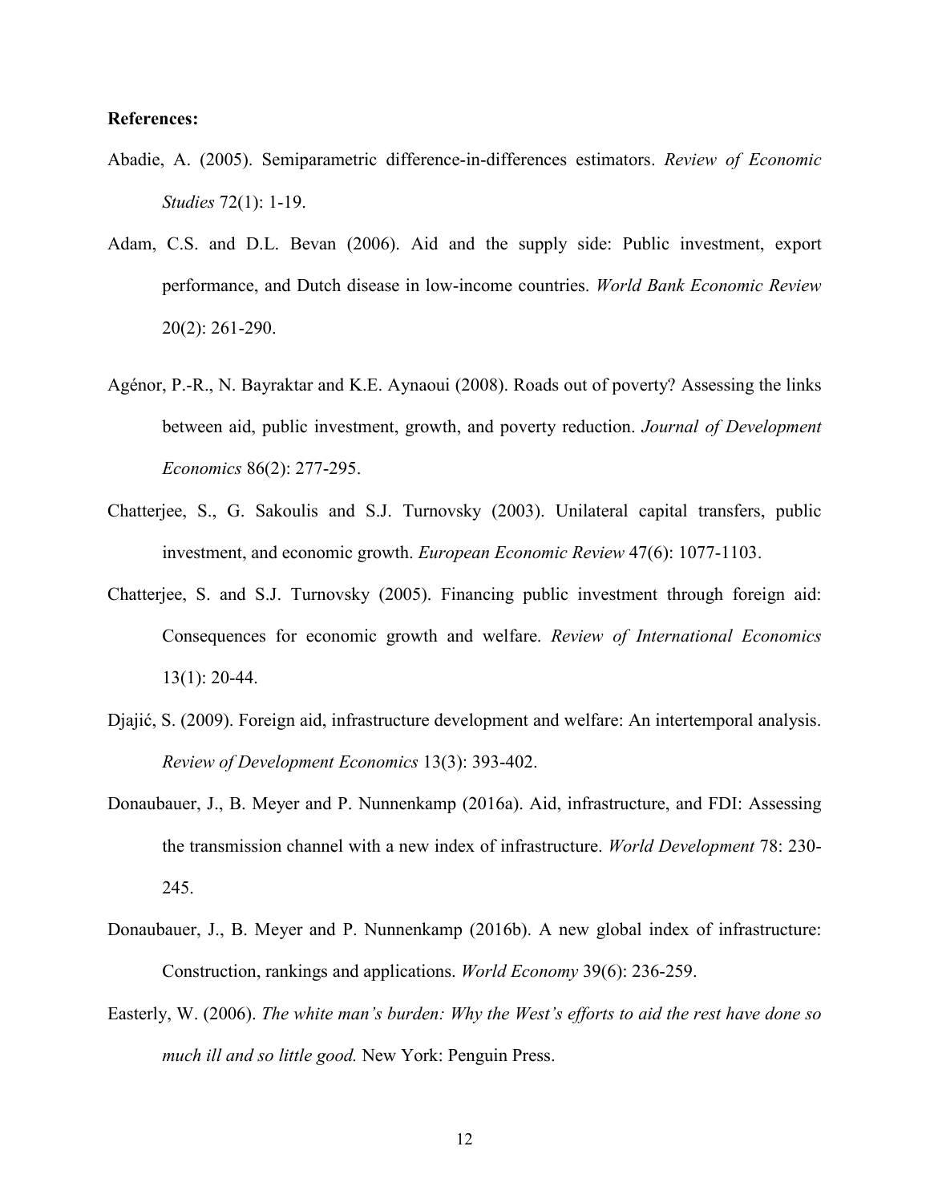**References:**

Abadie, A. (2005). Semiparametric difference-in-differences estimators. *Review of Economic Studies* 72(1): 1-19.

Adam, C.S. and D.L. Bevan (2006). Aid and the supply side: Public investment, export performance, and Dutch disease in low-income countries. *World Bank Economic Review* 20(2): 261-290.

Agénor, P.-R., N. Bayraktar and K.E. Aynaoui (2008). Roads out of poverty? Assessing the links between aid, public investment, growth, and poverty reduction. *Journal of Development Economics* 86(2): 277-295.

Chatterjee, S., G. Sakoulis and S.J. Turnovsky (2003). Unilateral capital transfers, public investment, and economic growth. *European Economic Review* 47(6): 1077-1103.

Chatterjee, S. and S.J. Turnovsky (2005). Financing public investment through foreign aid: Consequences for economic growth and welfare. *Review of International Economics* 13(1): 20-44.

Djajić, S. (2009). Foreign aid, infrastructure development and welfare: An intertemporal analysis. *Review of Development Economics* 13(3): 393-402.

Donaubauer, J., B. Meyer and P. Nunnenkamp (2016a). Aid, infrastructure, and FDI: Assessing the transmission channel with a new index of infrastructure. *World Development* 78: 230-245.

Donaubauer, J., B. Meyer and P. Nunnenkamp (2016b). A new global index of infrastructure: Construction, rankings and applications. *World Economy* 39(6): 236-259.

Easterly, W. (2006). *The white man's burden: Why the West's efforts to aid the rest have done so much ill and so little good.* New York: Penguin Press.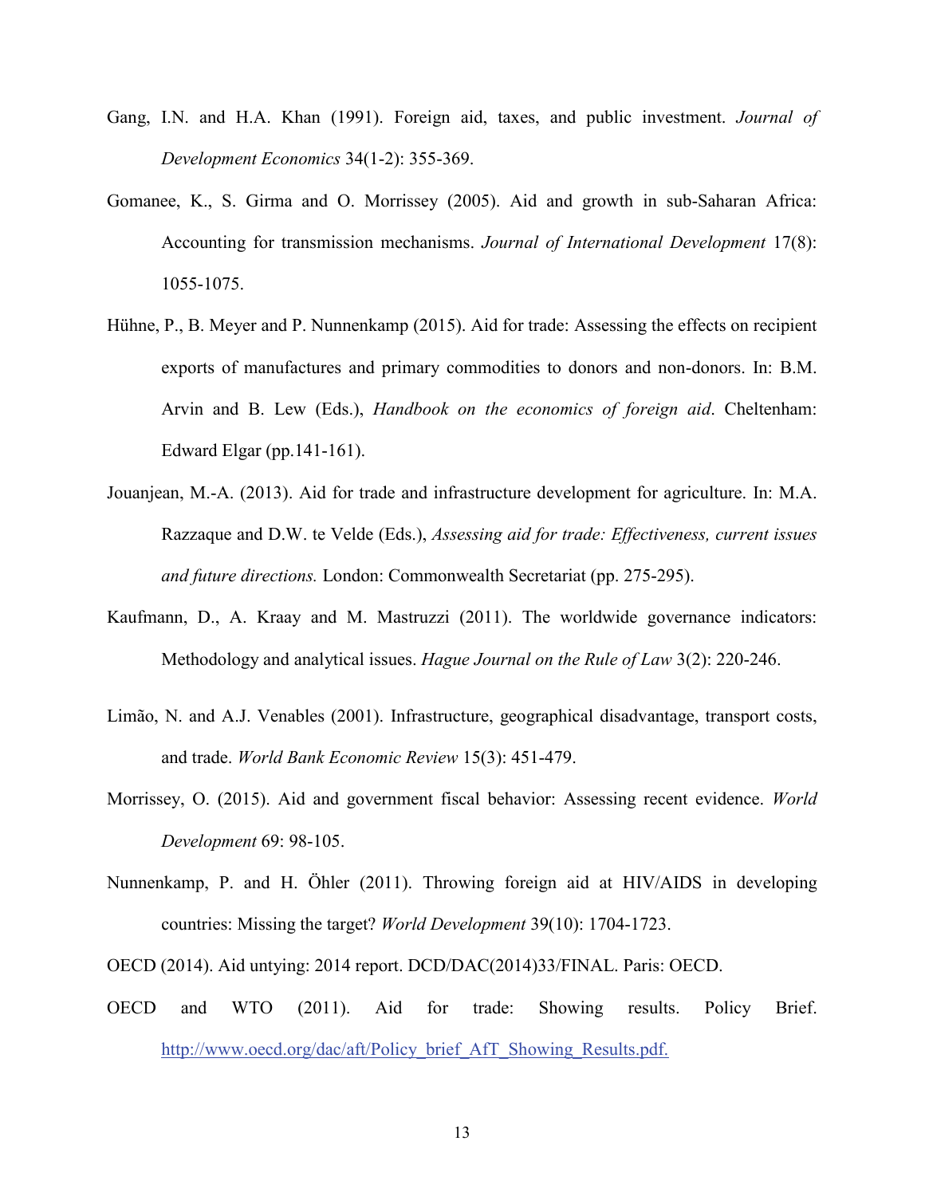Gang, I.N. and H.A. Khan (1991). Foreign aid, taxes, and public investment. *Journal of Development Economics* 34(1-2): 355-369.

Gomanee, K., S. Girma and O. Morrissey (2005). Aid and growth in sub-Saharan Africa: Accounting for transmission mechanisms. *Journal of International Development* 17(8): 1055-1075.

Hühne, P., B. Meyer and P. Nunnenkamp (2015). Aid for trade: Assessing the effects on recipient exports of manufactures and primary commodities to donors and non-donors. In: B.M. Arvin and B. Lew (Eds.), *Handbook on the economics of foreign aid*. Cheltenham: Edward Elgar (pp.141-161).

Jouanjean, M.-A. (2013). Aid for trade and infrastructure development for agriculture. In: M.A. Razzaque and D.W. te Velde (Eds.), *Assessing aid for trade: Effectiveness, current issues and future directions.* London: Commonwealth Secretariat (pp. 275-295).

Kaufmann, D., A. Kraay and M. Mastruzzi (2011). The worldwide governance indicators: Methodology and analytical issues. *Hague Journal on the Rule of Law* 3(2): 220-246.

Limão, N. and A.J. Venables (2001). Infrastructure, geographical disadvantage, transport costs, and trade. *World Bank Economic Review* 15(3): 451-479.

Morrissey, O. (2015). Aid and government fiscal behavior: Assessing recent evidence. *World Development* 69: 98-105.

Nunnenkamp, P. and H. Öhler (2011). Throwing foreign aid at HIV/AIDS in developing countries: Missing the target? *World Development* 39(10): 1704-1723.

OECD (2014). Aid untying: 2014 report. DCD/DAC(2014)33/FINAL. Paris: OECD.

OECD and WTO (2011). Aid for trade: Showing results. Policy Brief. http://www.oecd.org/dac/aft/Policy_brief_AfT_Showing_Results.pdf.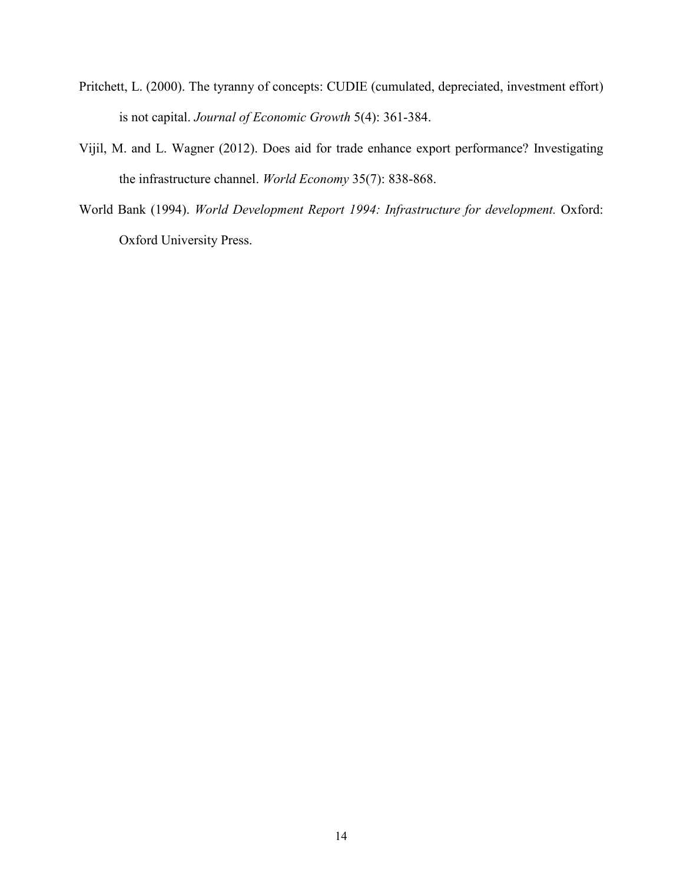Pritchett, L. (2000). The tyranny of concepts: CUDIE (cumulated, depreciated, investment effort) is not capital. *Journal of Economic Growth* 5(4): 361-384.

Vijil, M. and L. Wagner (2012). Does aid for trade enhance export performance? Investigating the infrastructure channel. *World Economy* 35(7): 838-868.

World Bank (1994). *World Development Report 1994: Infrastructure for development.* Oxford: Oxford University Press.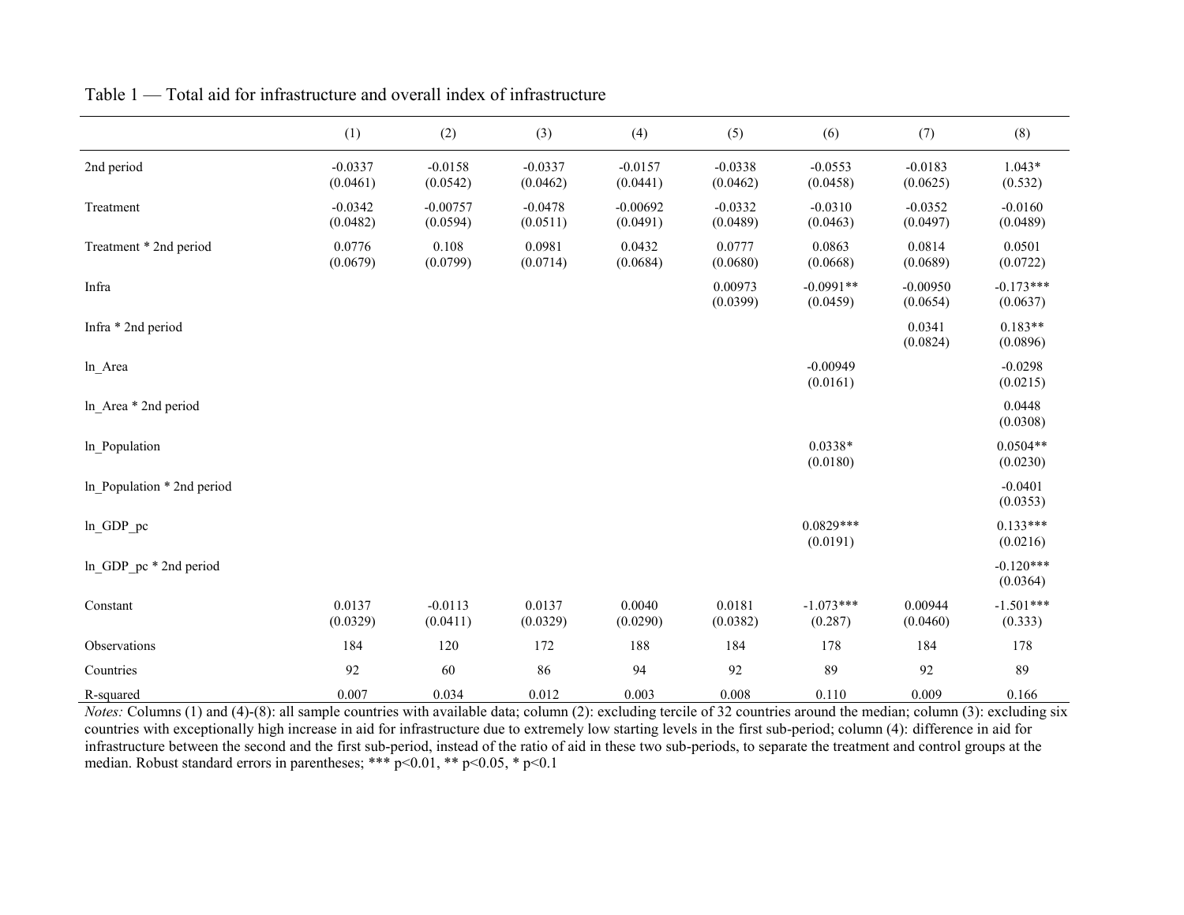Table 1 — Total aid for infrastructure and overall index of infrastructure

| | (1) | (2) | (3) | (4) | (5) | (6) | (7) | (8) |
|---|---|---|---|---|---|---|---|---|
| 2nd period | -0.0337 | -0.0158 | -0.0337 | -0.0157 | -0.0338 | -0.0553 | -0.0183 | 1.043* |
| | (0.0461) | (0.0542) | (0.0462) | (0.0441) | (0.0462) | (0.0458) | (0.0625) | (0.532) |
| Treatment | -0.0342 | -0.00757 | -0.0478 | -0.00692 | -0.0332 | -0.0310 | -0.0352 | -0.0160 |
| | (0.0482) | (0.0594) | (0.0511) | (0.0491) | (0.0489) | (0.0463) | (0.0497) | (0.0489) |
| Treatment * 2nd period | 0.0776 | 0.108 | 0.0981 | 0.0432 | 0.0777 | 0.0863 | 0.0814 | 0.0501 |
| | (0.0679) | (0.0799) | (0.0714) | (0.0684) | (0.0680) | (0.0668) | (0.0689) | (0.0722) |
| Infra | | | | | 0.00973 | -0.0991** | -0.00950 | -0.173*** |
| | | | | | (0.0399) | (0.0459) | (0.0654) | (0.0637) |
| Infra * 2nd period | | | | | | | 0.0341 | 0.183** |
| | | | | | | | (0.0824) | (0.0896) |
| ln_Area | | | | | | -0.00949 | | -0.0298 |
| | | | | | | (0.0161) | | (0.0215) |
| ln_Area * 2nd period | | | | | | | | 0.0448 |
| | | | | | | | | (0.0308) |
| ln_Population | | | | | | 0.0338* | | 0.0504** |
| | | | | | | (0.0180) | | (0.0230) |
| ln_Population * 2nd period | | | | | | | | -0.0401 |
| | | | | | | | | (0.0353) |
| ln_GDP_pc | | | | | | 0.0829*** | | 0.133*** |
| | | | | | | (0.0191) | | (0.0216) |
| ln_GDP_pc * 2nd period | | | | | | | | -0.120*** |
| | | | | | | | | (0.0364) |
| Constant | 0.0137 | -0.0113 | 0.0137 | 0.0040 | 0.0181 | -1.073*** | 0.00944 | -1.501*** |
| | (0.0329) | (0.0411) | (0.0329) | (0.0290) | (0.0382) | (0.287) | (0.0460) | (0.333) |
| Observations | 184 | 120 | 172 | 188 | 184 | 178 | 184 | 178 |
| Countries | 92 | 60 | 86 | 94 | 92 | 89 | 92 | 89 |
| R-squared | 0.007 | 0.034 | 0.012 | 0.003 | 0.008 | 0.110 | 0.009 | 0.166 |

*Notes:* Columns (1) and (4)-(8): all sample countries with available data; column (2): excluding tercile of 32 countries around the median; column (3): excluding six countries with exceptionally high increase in aid for infrastructure due to extremely low starting levels in the first sub-period; column (4): difference in aid for infrastructure between the second and the first sub-period, instead of the ratio of aid in these two sub-periods, to separate the treatment and control groups at the median. Robust standard errors in parentheses; *** p<0.01, ** p<0.05, * p<0.1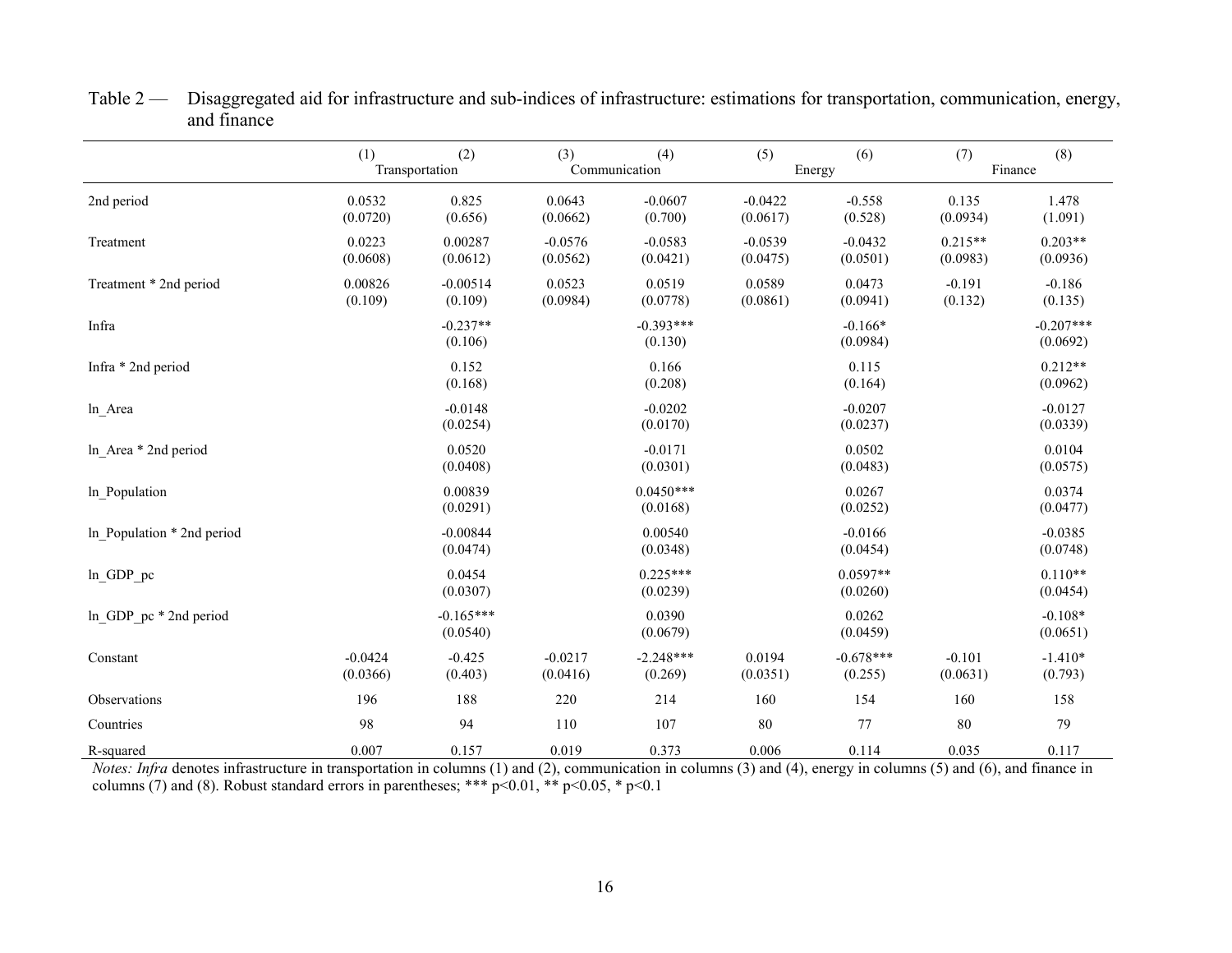Table 2 — Disaggregated aid for infrastructure and sub-indices of infrastructure: estimations for transportation, communication, energy, and finance

| | (1) | (2) | (3) | (4) | (5) | (6) | (7) | (8) |
|---|---|---|---|---|---|---|---|---|
| | Transportation | | Communication | | Energy | | Finance | |
| 2nd period | 0.0532 | 0.825 | 0.0643 | -0.0607 | -0.0422 | -0.558 | 0.135 | 1.478 |
| | (0.0720) | (0.656) | (0.0662) | (0.700) | (0.0617) | (0.528) | (0.0934) | (1.091) |
| Treatment | 0.0223 | 0.00287 | -0.0576 | -0.0583 | -0.0539 | -0.0432 | 0.215** | 0.203** |
| | (0.0608) | (0.0612) | (0.0562) | (0.0421) | (0.0475) | (0.0501) | (0.0983) | (0.0936) |
| Treatment * 2nd period | 0.00826 | -0.00514 | 0.0523 | 0.0519 | 0.0589 | 0.0473 | -0.191 | -0.186 |
| | (0.109) | (0.109) | (0.0984) | (0.0778) | (0.0861) | (0.0941) | (0.132) | (0.135) |
| Infra | | -0.237** | | -0.393*** | | -0.166* | | -0.207*** |
| | | (0.106) | | (0.130) | | (0.0984) | | (0.0692) |
| Infra * 2nd period | | 0.152 | | 0.166 | | 0.115 | | 0.212** |
| | | (0.168) | | (0.208) | | (0.164) | | (0.0962) |
| ln_Area | | -0.0148 | | -0.0202 | | -0.0207 | | -0.0127 |
| | | (0.0254) | | (0.0170) | | (0.0237) | | (0.0339) |
| ln_Area * 2nd period | | 0.0520 | | -0.0171 | | 0.0502 | | 0.0104 |
| | | (0.0408) | | (0.0301) | | (0.0483) | | (0.0575) |
| ln_Population | | 0.00839 | | 0.0450*** | | 0.0267 | | 0.0374 |
| | | (0.0291) | | (0.0168) | | (0.0252) | | (0.0477) |
| ln_Population * 2nd period | | -0.00844 | | 0.00540 | | -0.0166 | | -0.0385 |
| | | (0.0474) | | (0.0348) | | (0.0454) | | (0.0748) |
| ln_GDP_pc | | 0.0454 | | 0.225*** | | 0.0597** | | 0.110** |
| | | (0.0307) | | (0.0239) | | (0.0260) | | (0.0454) |
| ln_GDP_pc * 2nd period | | -0.165*** | | 0.0390 | | 0.0262 | | -0.108* |
| | | (0.0540) | | (0.0679) | | (0.0459) | | (0.0651) |
| Constant | -0.0424 | -0.425 | -0.0217 | -2.248*** | 0.0194 | -0.678*** | -0.101 | -1.410* |
| | (0.0366) | (0.403) | (0.0416) | (0.269) | (0.0351) | (0.255) | (0.0631) | (0.793) |
| Observations | 196 | 188 | 220 | 214 | 160 | 154 | 160 | 158 |
| Countries | 98 | 94 | 110 | 107 | 80 | 77 | 80 | 79 |
| R-squared | 0.007 | 0.157 | 0.019 | 0.373 | 0.006 | 0.114 | 0.035 | 0.117 |

*Notes: Infra* denotes infrastructure in transportation in columns (1) and (2), communication in columns (3) and (4), energy in columns (5) and (6), and finance in columns (7) and (8). Robust standard errors in parentheses; *** $p<0.01$, ** $p<0.05$, * $p<0.1$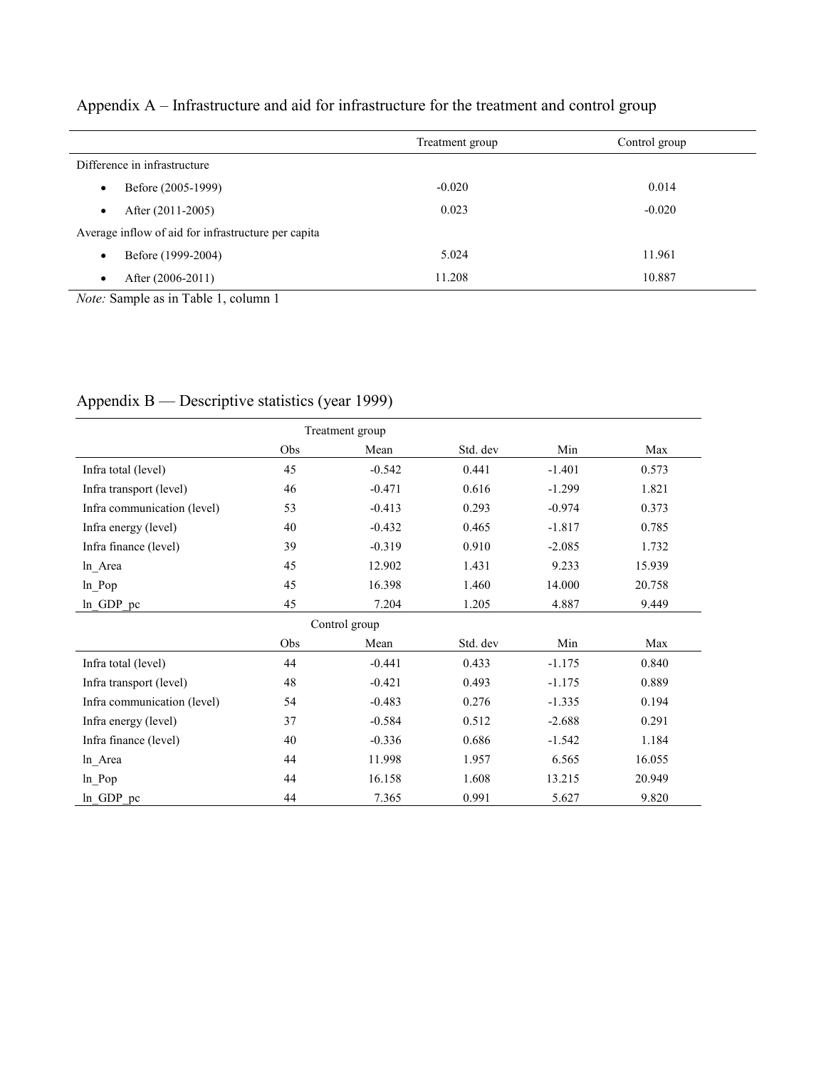## Appendix A – Infrastructure and aid for infrastructure for the treatment and control group

| | Treatment group | Control group |
|---|---|---|
| Difference in infrastructure | | |
| • Before (2005-1999) | -0.020 | 0.014 |
| • After (2011-2005) | 0.023 | -0.020 |
| Average inflow of aid for infrastructure per capita | | |
| • Before (1999-2004) | 5.024 | 11.961 |
| • After (2006-2011) | 11.208 | 10.887 |

*Note:* Sample as in Table 1, column 1

## Appendix B — Descriptive statistics (year 1999)

| | Treatment group | | | | |
|---|---|---|---|---|---|
| | Obs | Mean | Std. dev | Min | Max |
| Infra total (level) | 45 | -0.542 | 0.441 | -1.401 | 0.573 |
| Infra transport (level) | 46 | -0.471 | 0.616 | -1.299 | 1.821 |
| Infra communication (level) | 53 | -0.413 | 0.293 | -0.974 | 0.373 |
| Infra energy (level) | 40 | -0.432 | 0.465 | -1.817 | 0.785 |
| Infra finance (level) | 39 | -0.319 | 0.910 | -2.085 | 1.732 |
| ln_Area | 45 | 12.902 | 1.431 | 9.233 | 15.939 |
| ln_Pop | 45 | 16.398 | 1.460 | 14.000 | 20.758 |
| ln_GDP_pc | 45 | 7.204 | 1.205 | 4.887 | 9.449 |
| | Control group | | | | |
| | Obs | Mean | Std. dev | Min | Max |
| Infra total (level) | 44 | -0.441 | 0.433 | -1.175 | 0.840 |
| Infra transport (level) | 48 | -0.421 | 0.493 | -1.175 | 0.889 |
| Infra communication (level) | 54 | -0.483 | 0.276 | -1.335 | 0.194 |
| Infra energy (level) | 37 | -0.584 | 0.512 | -2.688 | 0.291 |
| Infra finance (level) | 40 | -0.336 | 0.686 | -1.542 | 1.184 |
| ln_Area | 44 | 11.998 | 1.957 | 6.565 | 16.055 |
| ln_Pop | 44 | 16.158 | 1.608 | 13.215 | 20.949 |
| ln_GDP_pc | 44 | 7.365 | 0.991 | 5.627 | 9.820 |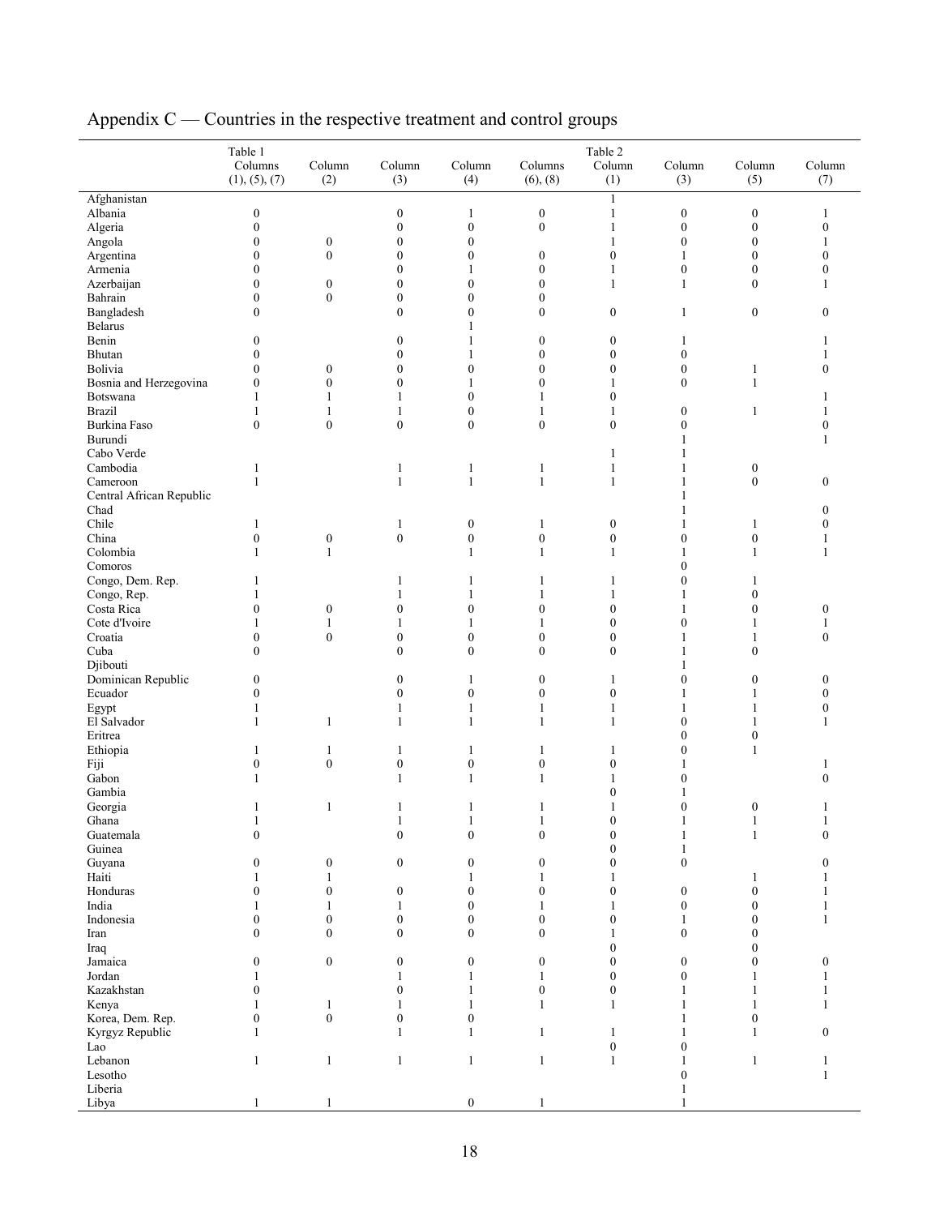# Appendix C — Countries in the respective treatment and control groups

| | Table 1 Columns (1), (5), (7) | Column (2) | Column (3) | Column (4) | Columns (6), (8) | Table 2 Column (1) | Column (3) | Column (5) | Column (7) |
|---|---|---|---|---|---|---|---|---|---|
| Afghanistan | | | | | | 1 | | | |
| Albania | 0 | | 0 | 1 | 0 | 1 | 0 | 0 | 1 |
| Algeria | 0 | | 0 | 0 | 0 | 1 | 0 | 0 | 0 |
| Angola | 0 | 0 | 0 | 0 | | 1 | 0 | 0 | 1 |
| Argentina | 0 | 0 | 0 | 0 | 0 | 0 | 1 | 0 | 0 |
| Armenia | 0 | | 0 | 1 | 0 | 1 | 0 | 0 | 0 |
| Azerbaijan | 0 | 0 | 0 | 0 | 0 | 1 | 1 | 0 | 1 |
| Bahrain | 0 | 0 | 0 | 0 | 0 | | | | |
| Bangladesh | 0 | | 0 | 0 | 0 | 0 | 1 | 0 | 0 |
| Belarus | | | | 1 | | | | | |
| Benin | 0 | | 0 | 1 | 0 | 0 | 1 | | 1 |
| Bhutan | 0 | | 0 | 1 | 0 | 0 | 0 | | 1 |
| Bolivia | 0 | 0 | 0 | 0 | 0 | 0 | 0 | 1 | 0 |
| Bosnia and Herzegovina | 0 | 0 | 0 | 1 | 0 | 1 | 0 | 1 | |
| Botswana | 1 | 1 | 1 | 0 | 1 | 0 | | | 1 |
| Brazil | 1 | 1 | 1 | 0 | 1 | 1 | 0 | 1 | 1 |
| Burkina Faso | 0 | 0 | 0 | 0 | 0 | 0 | 0 | | 0 |
| Burundi | | | | | | | 1 | | 1 |
| Cabo Verde | | | | | | 1 | 1 | | |
| Cambodia | 1 | | 1 | 1 | 1 | 1 | 1 | 0 | |
| Cameroon | 1 | | 1 | 1 | 1 | 1 | 1 | 0 | 0 |
| Central African Republic | | | | | | | 1 | | |
| Chad | | | | | | | 1 | | 0 |
| Chile | 1 | | 1 | 0 | 1 | 0 | 1 | 1 | 0 |
| China | 0 | 0 | 0 | 0 | 0 | 0 | 0 | 0 | 1 |
| Colombia | 1 | 1 | | 1 | 1 | 1 | 1 | 1 | 1 |
| Comoros | | | | | | | 0 | | |
| Congo, Dem. Rep. | 1 | | 1 | 1 | 1 | 1 | 0 | 1 | |
| Congo, Rep. | 1 | | 1 | 1 | 1 | 1 | 1 | 0 | |
| Costa Rica | 0 | 0 | 0 | 0 | 0 | 0 | 1 | 0 | 0 |
| Cote d'Ivoire | 1 | 1 | 1 | 1 | 1 | 0 | 0 | 1 | 1 |
| Croatia | 0 | 0 | 0 | 0 | 0 | 0 | 1 | 1 | 0 |
| Cuba | 0 | | 0 | 0 | 0 | 0 | 1 | 0 | |
| Djibouti | | | | | | | 1 | | |
| Dominican Republic | 0 | | 0 | 1 | 0 | 1 | 0 | 0 | 0 |
| Ecuador | 0 | | 0 | 0 | 0 | 0 | 1 | 1 | 0 |
| Egypt | 1 | | 1 | 1 | 1 | 1 | 1 | 1 | 0 |
| El Salvador | 1 | 1 | 1 | 1 | 1 | 1 | 0 | 1 | 1 |
| Eritrea | | | | | | | 0 | 0 | |
| Ethiopia | 1 | 1 | 1 | 1 | 1 | 1 | 0 | 1 | |
| Fiji | 0 | 0 | 0 | 0 | 0 | 0 | 1 | | 1 |
| Gabon | 1 | | 1 | 1 | 1 | 1 | 0 | | 0 |
| Gambia | | | | | | 0 | 1 | | |
| Georgia | 1 | 1 | 1 | 1 | 1 | 1 | 0 | 0 | 1 |
| Ghana | 1 | | 1 | 1 | 1 | 0 | 1 | 1 | 1 |
| Guatemala | 0 | | 0 | 0 | 0 | 0 | 1 | 1 | 0 |
| Guinea | | | | | | 0 | 1 | | |
| Guyana | 0 | 0 | 0 | 0 | 0 | 0 | 0 | | 0 |
| Haiti | 1 | 1 | | 1 | 1 | 1 | | 1 | 1 |
| Honduras | 0 | 0 | 0 | 0 | 0 | 0 | 0 | 0 | 1 |
| India | 1 | 1 | 1 | 0 | 1 | 1 | 0 | 0 | 1 |
| Indonesia | 0 | 0 | 0 | 0 | 0 | 0 | 1 | 0 | 1 |
| Iran | 0 | 0 | 0 | 0 | 0 | 1 | 0 | 0 | |
| Iraq | | | | | | 0 | | 0 | |
| Jamaica | 0 | 0 | 0 | 0 | 0 | 0 | 0 | 0 | 0 |
| Jordan | 1 | | 1 | 1 | 1 | 0 | 0 | 1 | 1 |
| Kazakhstan | 0 | | 0 | 1 | 0 | 0 | 1 | 1 | 1 |
| Kenya | 1 | 1 | 1 | 1 | 1 | 1 | 1 | 1 | 1 |
| Korea, Dem. Rep. | 0 | 0 | 0 | 0 | | | 1 | 0 | |
| Kyrgyz Republic | 1 | | 1 | 1 | 1 | 1 | 1 | 1 | 0 |
| Lao | | | | | | 0 | 0 | | |
| Lebanon | 1 | 1 | 1 | 1 | 1 | 1 | 1 | 1 | 1 |
| Lesotho | | | | | | | 0 | | 1 |
| Liberia | | | | | | | 1 | | |
| Libya | 1 | 1 | | 0 | 1 | | 1 | | |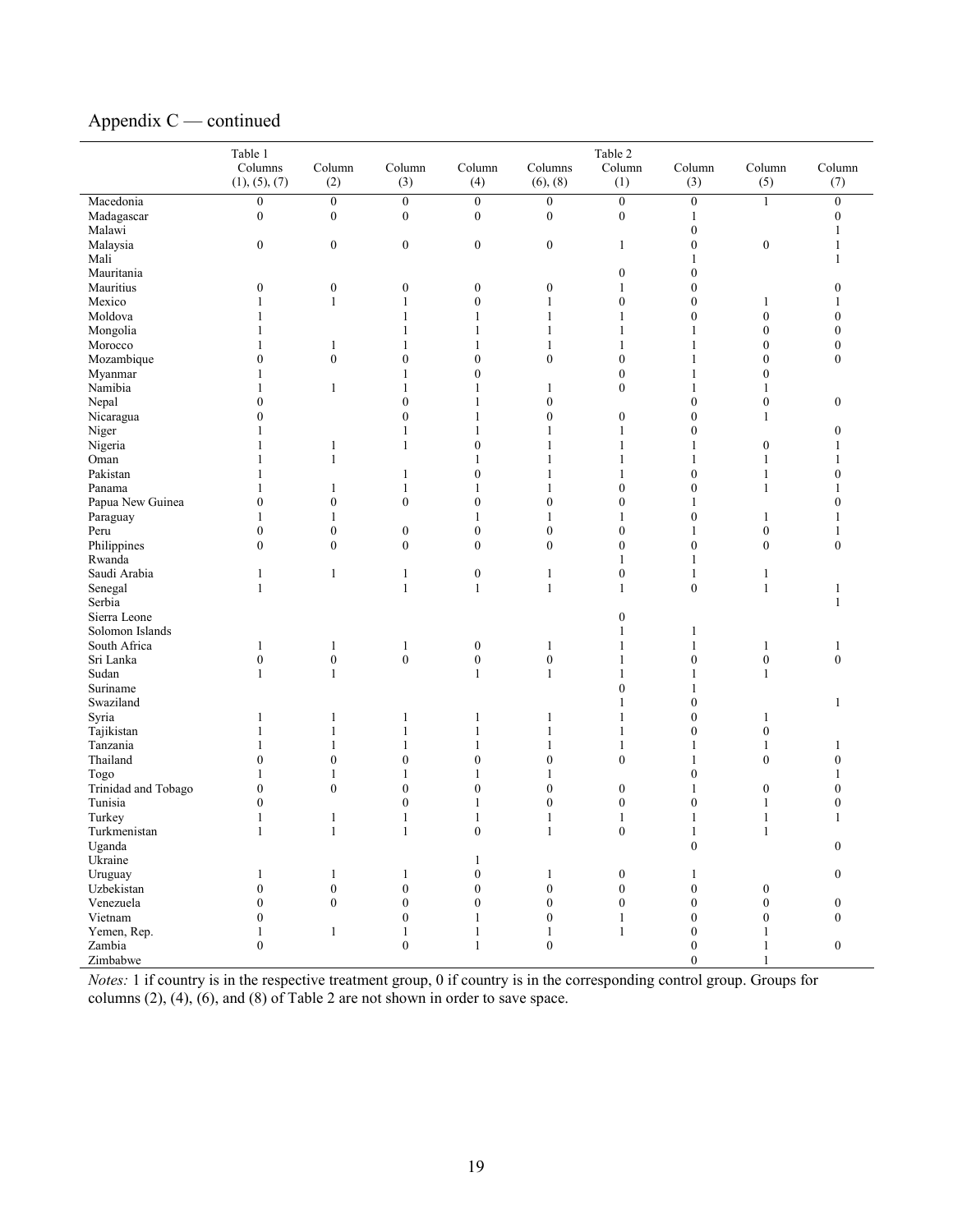# Appendix C — continued

| | Table 1 Columns (1), (5), (7) | Column (2) | Column (3) | Column (4) | Columns (6), (8) | Table 2 Column (1) | Column (3) | Column (5) | Column (7) |
|---|---|---|---|---|---|---|---|---|---|
| Macedonia | 0 | 0 | 0 | 0 | 0 | 0 | 0 | 1 | 0 |
| Madagascar | 0 | 0 | 0 | 0 | 0 | 0 | 1 | | 0 |
| Malawi | | | | | | | 0 | | 1 |
| Malaysia | 0 | 0 | 0 | 0 | 0 | 1 | 0 | 0 | 1 |
| Mali | | | | | | | 1 | | 1 |
| Mauritania | | | | | | 0 | 0 | | |
| Mauritius | 0 | 0 | 0 | 0 | 0 | 1 | 0 | | 0 |
| Mexico | 1 | 1 | 1 | 0 | 1 | 0 | 0 | 1 | 1 |
| Moldova | 1 | | 1 | 1 | 1 | 1 | 0 | 0 | 0 |
| Mongolia | 1 | | 1 | 1 | 1 | 1 | 1 | 0 | 0 |
| Morocco | 1 | 1 | 1 | 1 | 1 | 1 | 1 | 0 | 0 |
| Mozambique | 0 | 0 | 0 | 0 | 0 | 0 | 1 | 0 | 0 |
| Myanmar | 1 | | 1 | 0 | | 0 | 1 | 0 | |
| Namibia | 1 | 1 | 1 | 1 | 1 | 0 | 1 | 1 | |
| Nepal | 0 | | 0 | 1 | 0 | | 0 | 0 | 0 |
| Nicaragua | 0 | | 0 | 1 | 0 | 0 | 0 | 1 | |
| Niger | 1 | | 1 | 1 | 1 | 1 | 0 | | 0 |
| Nigeria | 1 | 1 | 1 | 0 | 1 | 1 | 1 | 0 | 1 |
| Oman | 1 | 1 | | 1 | 1 | 1 | 1 | 1 | 1 |
| Pakistan | 1 | | 1 | 0 | 1 | 1 | 0 | 1 | 0 |
| Panama | 1 | 1 | 1 | 1 | 1 | 0 | 0 | 1 | 1 |
| Papua New Guinea | 0 | 0 | 0 | 0 | 0 | 0 | 1 | | 0 |
| Paraguay | 1 | 1 | | 1 | 1 | 1 | 0 | 1 | 1 |
| Peru | 0 | 0 | 0 | 0 | 0 | 0 | 1 | 0 | 1 |
| Philippines | 0 | 0 | 0 | 0 | 0 | 0 | 0 | 0 | 0 |
| Rwanda | | | | | | 1 | 1 | | |
| Saudi Arabia | 1 | 1 | 1 | 0 | 1 | 0 | 1 | 1 | |
| Senegal | 1 | | 1 | 1 | 1 | 1 | 0 | 1 | 1 |
| Serbia | | | | | | | | | 1 |
| Sierra Leone | | | | | | 0 | | | |
| Solomon Islands | | | | | | 1 | 1 | | |
| South Africa | 1 | 1 | 1 | 0 | 1 | 1 | 1 | 1 | 1 |
| Sri Lanka | 0 | 0 | 0 | 0 | 0 | 1 | 0 | 0 | 0 |
| Sudan | 1 | 1 | | 1 | 1 | 1 | 1 | 1 | |
| Suriname | | | | | | 0 | 1 | | |
| Swaziland | | | | | | 1 | 0 | | 1 |
| Syria | 1 | 1 | 1 | 1 | 1 | 1 | 0 | 1 | |
| Tajikistan | 1 | 1 | 1 | 1 | 1 | 1 | 0 | 0 | |
| Tanzania | 1 | 1 | 1 | 1 | 1 | 1 | 1 | 1 | 1 |
| Thailand | 0 | 0 | 0 | 0 | 0 | 0 | 1 | 0 | 0 |
| Togo | 1 | 1 | 1 | 1 | 1 | | 0 | | 1 |
| Trinidad and Tobago | 0 | 0 | 0 | 0 | 0 | 0 | 1 | 0 | 0 |
| Tunisia | 0 | | 0 | 1 | 0 | 0 | 0 | 1 | 0 |
| Turkey | 1 | 1 | 1 | 1 | 1 | 1 | 1 | 1 | 1 |
| Turkmenistan | 1 | 1 | 1 | 0 | 1 | 0 | 1 | 1 | |
| Uganda | | | | | | | 0 | | 0 |
| Ukraine | | | | 1 | | | | | |
| Uruguay | 1 | 1 | 1 | 0 | 1 | 0 | 1 | | 0 |
| Uzbekistan | 0 | 0 | 0 | 0 | 0 | 0 | 0 | 0 | |
| Venezuela | 0 | 0 | 0 | 0 | 0 | 0 | 0 | 0 | 0 |
| Vietnam | 0 | | 0 | 1 | 0 | 1 | 0 | 0 | 0 |
| Yemen, Rep. | 1 | 1 | 1 | 1 | 1 | 1 | 0 | 1 | |
| Zambia | 0 | | 0 | 1 | 0 | | 0 | 1 | 0 |
| Zimbabwe | | | | | | | 0 | 1 | |

*Notes:* 1 if country is in the respective treatment group, 0 if country is in the corresponding control group. Groups for columns (2), (4), (6), and (8) of Table 2 are not shown in order to save space.